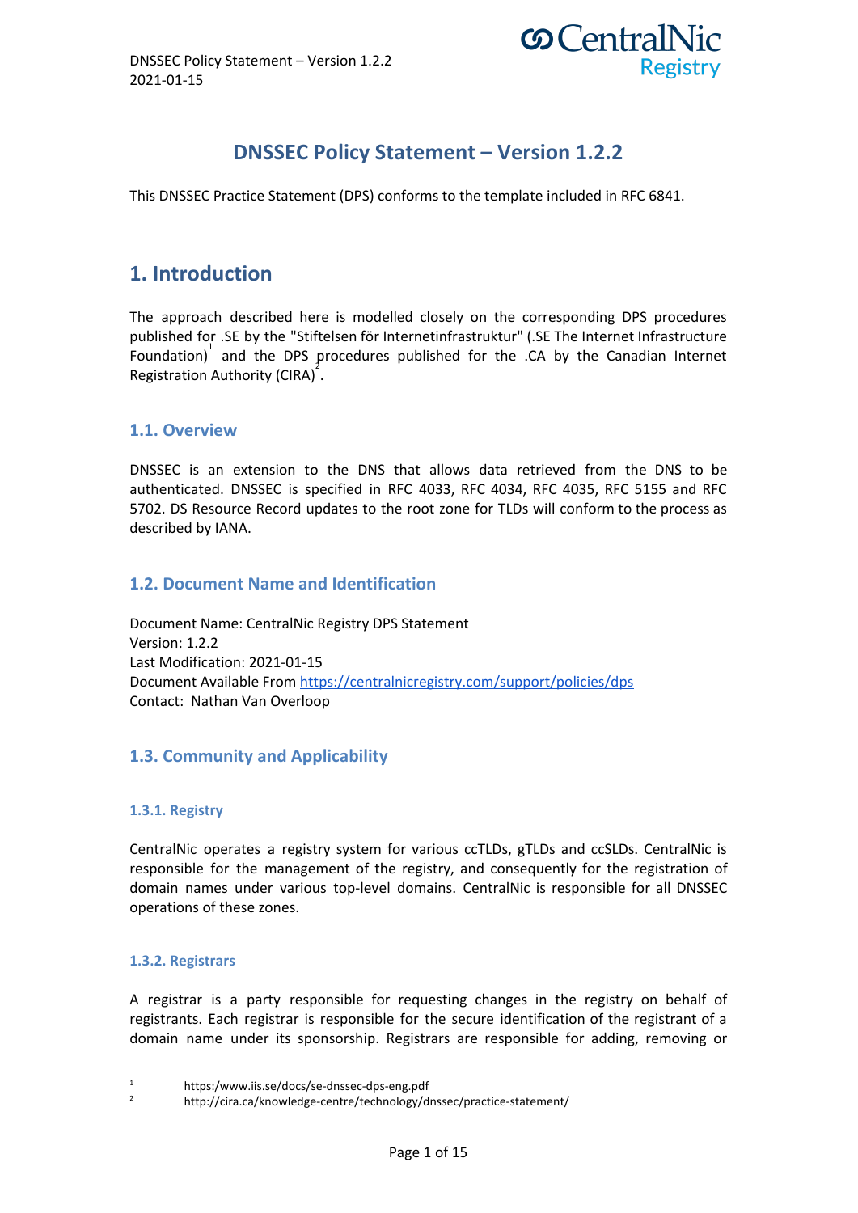# DNSSEC Policy Statement – Version 1.2.2

This DNSSEC Practice Statement (DPS) conforms to the template included in RFC 6841.

## 1. Introduction

The approach described here is modelled closely on the corresponding DPS procedures published for .SE by the "Stiftelsen för Internetinfrastruktur" (.SE The Internet Infrastructure Foundation)[1] and the DPS procedures published for the .CA by the Canadian Internet Registration Authority (CIRA)[2].

### 1.1. Overview

DNSSEC is an extension to the DNS that allows data retrieved from the DNS to be authenticated. DNSSEC is specified in RFC 4033, RFC 4034, RFC 4035, RFC 5155 and RFC 5702. DS Resource Record updates to the root zone for TLDs will conform to the process as described by IANA.

### 1.2. Document Name and Identification

Document Name: CentralNic Registry DPS Statement
Version: 1.2.2
Last Modification: 2021-01-15
Document Available From https://centralnicregistry.com/support/policies/dps
Contact: Nathan Van Overloop

### 1.3. Community and Applicability

#### 1.3.1. Registry

CentralNic operates a registry system for various ccTLDs, gTLDs and ccSLDs. CentralNic is responsible for the management of the registry, and consequently for the registration of domain names under various top-level domains. CentralNic is responsible for all DNSSEC operations of these zones.

#### 1.3.2. Registrars

A registrar is a party responsible for requesting changes in the registry on behalf of registrants. Each registrar is responsible for the secure identification of the registrant of a domain name under its sponsorship. Registrars are responsible for adding, removing or

---

[1] https:/www.iis.se/docs/se-dnssec-dps-eng.pdf
[2] http://cira.ca/knowledge-centre/technology/dnssec/practice-statement/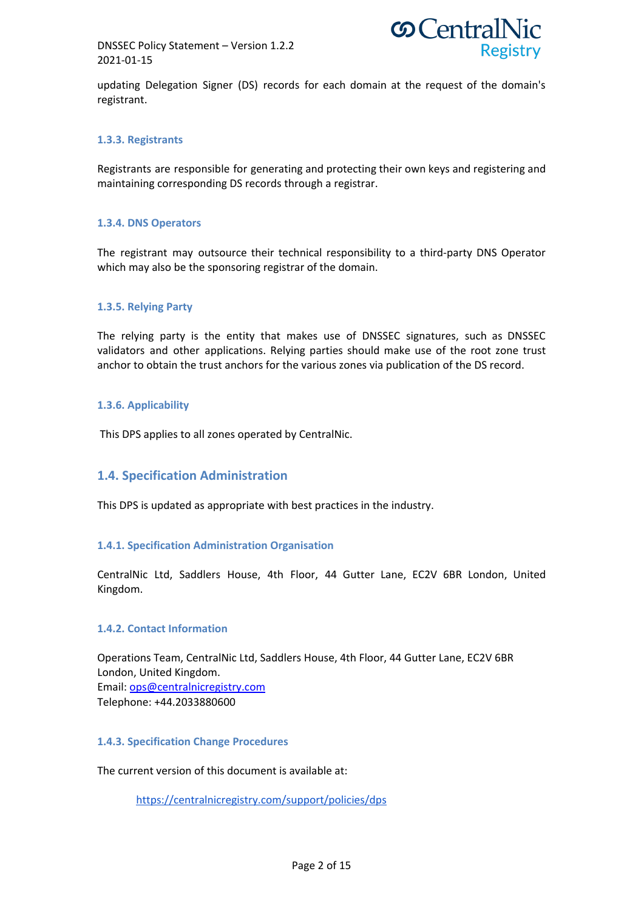updating Delegation Signer (DS) records for each domain at the request of the domain's registrant.

### 1.3.3. Registrants

Registrants are responsible for generating and protecting their own keys and registering and maintaining corresponding DS records through a registrar.

### 1.3.4. DNS Operators

The registrant may outsource their technical responsibility to a third-party DNS Operator which may also be the sponsoring registrar of the domain.

### 1.3.5. Relying Party

The relying party is the entity that makes use of DNSSEC signatures, such as DNSSEC validators and other applications. Relying parties should make use of the root zone trust anchor to obtain the trust anchors for the various zones via publication of the DS record.

### 1.3.6. Applicability

This DPS applies to all zones operated by CentralNic.

## 1.4. Specification Administration

This DPS is updated as appropriate with best practices in the industry.

### 1.4.1. Specification Administration Organisation

CentralNic Ltd, Saddlers House, 4th Floor, 44 Gutter Lane, EC2V 6BR London, United Kingdom.

### 1.4.2. Contact Information

Operations Team, CentralNic Ltd, Saddlers House, 4th Floor, 44 Gutter Lane, EC2V 6BR London, United Kingdom.
Email: ops@centralnicregistry.com
Telephone: +44.2033880600

### 1.4.3. Specification Change Procedures

The current version of this document is available at:

https://centralnicregistry.com/support/policies/dps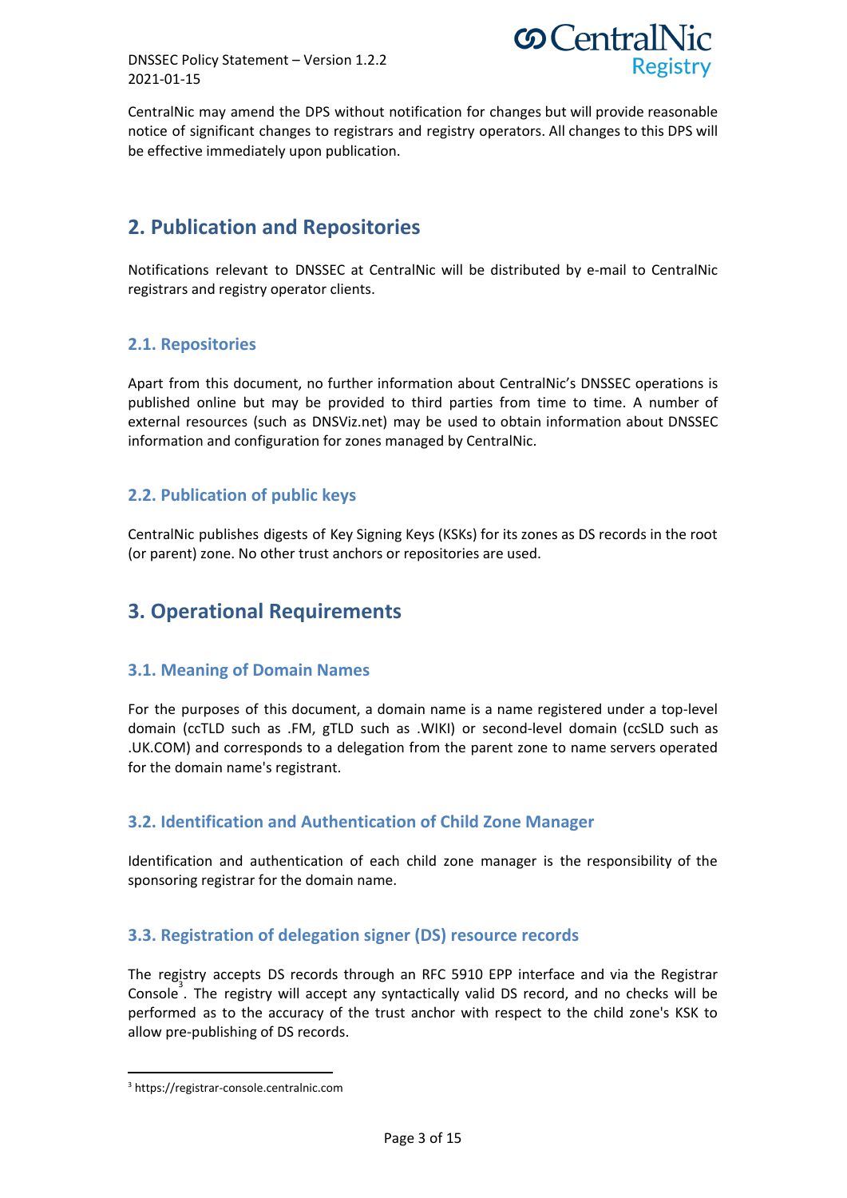CentralNic may amend the DPS without notification for changes but will provide reasonable notice of significant changes to registrars and registry operators. All changes to this DPS will be effective immediately upon publication.

## 2. Publication and Repositories

Notifications relevant to DNSSEC at CentralNic will be distributed by e-mail to CentralNic registrars and registry operator clients.

### 2.1. Repositories

Apart from this document, no further information about CentralNic's DNSSEC operations is published online but may be provided to third parties from time to time. A number of external resources (such as DNSViz.net) may be used to obtain information about DNSSEC information and configuration for zones managed by CentralNic.

### 2.2. Publication of public keys

CentralNic publishes digests of Key Signing Keys (KSKs) for its zones as DS records in the root (or parent) zone. No other trust anchors or repositories are used.

## 3. Operational Requirements

### 3.1. Meaning of Domain Names

For the purposes of this document, a domain name is a name registered under a top-level domain (ccTLD such as .FM, gTLD such as .WIKI) or second-level domain (ccSLD such as .UK.COM) and corresponds to a delegation from the parent zone to name servers operated for the domain name's registrant.

### 3.2. Identification and Authentication of Child Zone Manager

Identification and authentication of each child zone manager is the responsibility of the sponsoring registrar for the domain name.

### 3.3. Registration of delegation signer (DS) resource records

The registry accepts DS records through an RFC 5910 EPP interface and via the Registrar Console[3]. The registry will accept any syntactically valid DS record, and no checks will be performed as to the accuracy of the trust anchor with respect to the child zone's KSK to allow pre-publishing of DS records.

[3] https://registrar-console.centralnic.com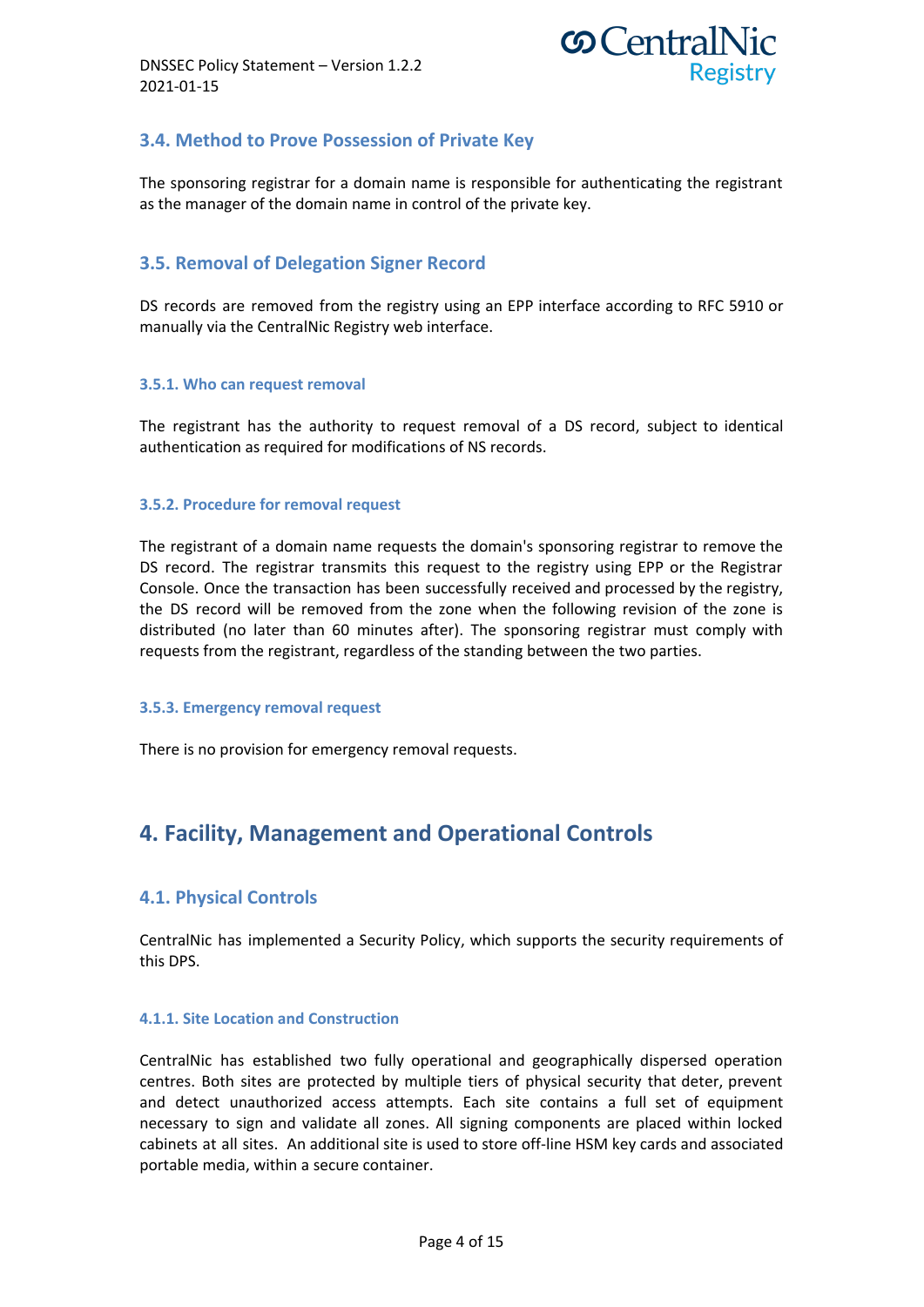## 3.4. Method to Prove Possession of Private Key

The sponsoring registrar for a domain name is responsible for authenticating the registrant as the manager of the domain name in control of the private key.

## 3.5. Removal of Delegation Signer Record

DS records are removed from the registry using an EPP interface according to RFC 5910 or manually via the CentralNic Registry web interface.

### 3.5.1. Who can request removal

The registrant has the authority to request removal of a DS record, subject to identical authentication as required for modifications of NS records.

### 3.5.2. Procedure for removal request

The registrant of a domain name requests the domain's sponsoring registrar to remove the DS record. The registrar transmits this request to the registry using EPP or the Registrar Console. Once the transaction has been successfully received and processed by the registry, the DS record will be removed from the zone when the following revision of the zone is distributed (no later than 60 minutes after). The sponsoring registrar must comply with requests from the registrant, regardless of the standing between the two parties.

### 3.5.3. Emergency removal request

There is no provision for emergency removal requests.

# 4. Facility, Management and Operational Controls

## 4.1. Physical Controls

CentralNic has implemented a Security Policy, which supports the security requirements of this DPS.

### 4.1.1. Site Location and Construction

CentralNic has established two fully operational and geographically dispersed operation centres. Both sites are protected by multiple tiers of physical security that deter, prevent and detect unauthorized access attempts. Each site contains a full set of equipment necessary to sign and validate all zones. All signing components are placed within locked cabinets at all sites. An additional site is used to store off-line HSM key cards and associated portable media, within a secure container.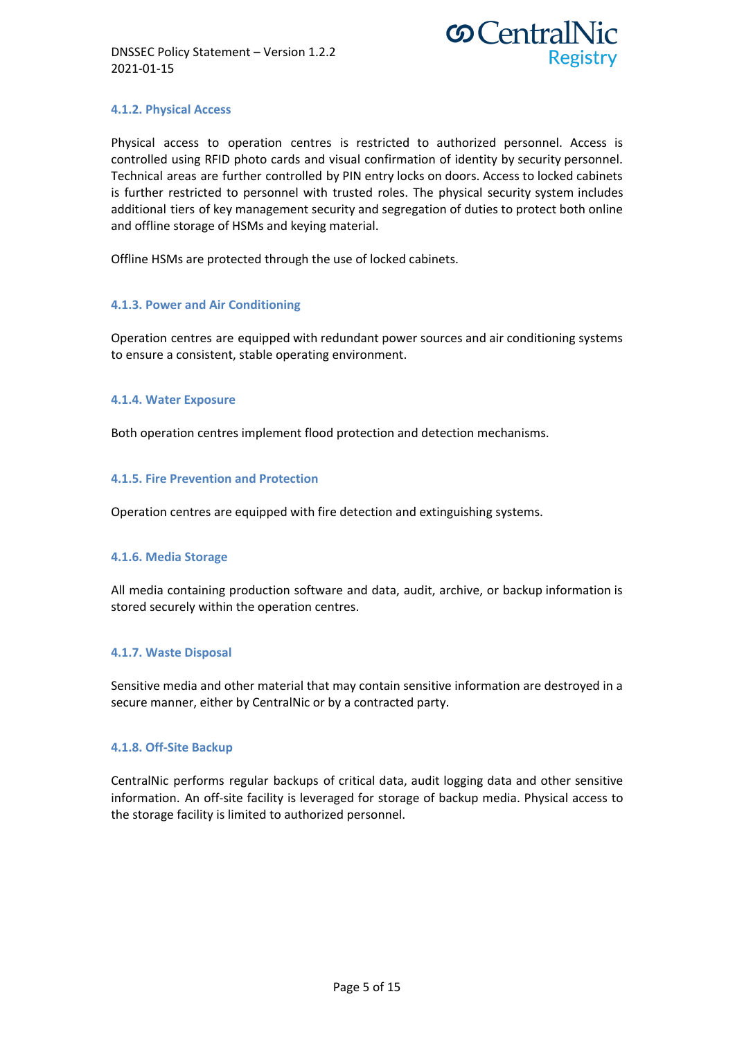#### 4.1.2. Physical Access

Physical access to operation centres is restricted to authorized personnel. Access is controlled using RFID photo cards and visual confirmation of identity by security personnel. Technical areas are further controlled by PIN entry locks on doors. Access to locked cabinets is further restricted to personnel with trusted roles. The physical security system includes additional tiers of key management security and segregation of duties to protect both online and offline storage of HSMs and keying material.

Offline HSMs are protected through the use of locked cabinets.

#### 4.1.3. Power and Air Conditioning

Operation centres are equipped with redundant power sources and air conditioning systems to ensure a consistent, stable operating environment.

#### 4.1.4. Water Exposure

Both operation centres implement flood protection and detection mechanisms.

#### 4.1.5. Fire Prevention and Protection

Operation centres are equipped with fire detection and extinguishing systems.

#### 4.1.6. Media Storage

All media containing production software and data, audit, archive, or backup information is stored securely within the operation centres.

#### 4.1.7. Waste Disposal

Sensitive media and other material that may contain sensitive information are destroyed in a secure manner, either by CentralNic or by a contracted party.

#### 4.1.8. Off-Site Backup

CentralNic performs regular backups of critical data, audit logging data and other sensitive information. An off-site facility is leveraged for storage of backup media. Physical access to the storage facility is limited to authorized personnel.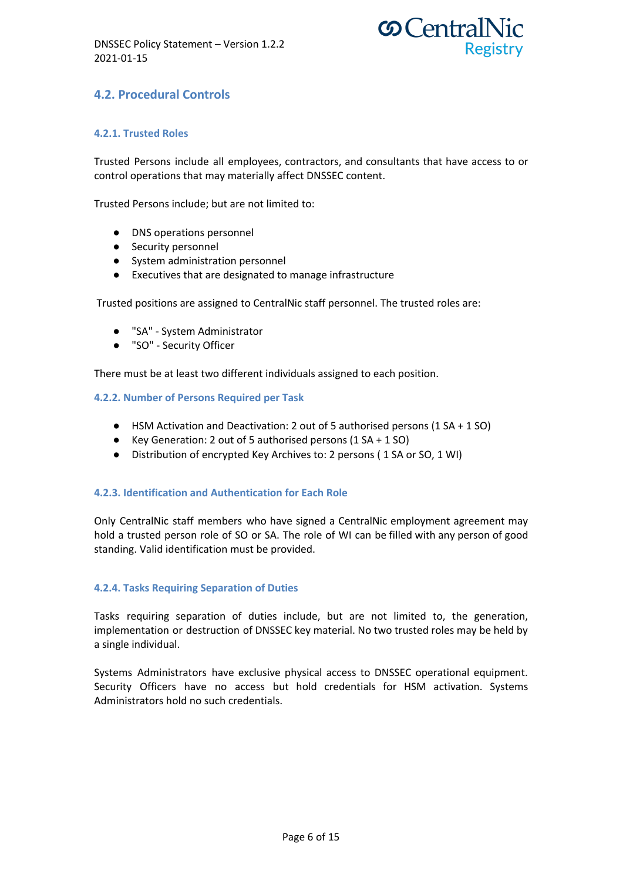## 4.2. Procedural Controls

### 4.2.1. Trusted Roles

Trusted Persons include all employees, contractors, and consultants that have access to or control operations that may materially affect DNSSEC content.

Trusted Persons include; but are not limited to:

- DNS operations personnel
- Security personnel
- System administration personnel
- Executives that are designated to manage infrastructure

Trusted positions are assigned to CentralNic staff personnel. The trusted roles are:

- "SA" - System Administrator
- "SO" - Security Officer

There must be at least two different individuals assigned to each position.

### 4.2.2. Number of Persons Required per Task

- HSM Activation and Deactivation: 2 out of 5 authorised persons (1 SA + 1 SO)
- Key Generation: 2 out of 5 authorised persons (1 SA + 1 SO)
- Distribution of encrypted Key Archives to: 2 persons ( 1 SA or SO, 1 WI)

### 4.2.3. Identification and Authentication for Each Role

Only CentralNic staff members who have signed a CentralNic employment agreement may hold a trusted person role of SO or SA. The role of WI can be filled with any person of good standing. Valid identification must be provided.

### 4.2.4. Tasks Requiring Separation of Duties

Tasks requiring separation of duties include, but are not limited to, the generation, implementation or destruction of DNSSEC key material. No two trusted roles may be held by a single individual.

Systems Administrators have exclusive physical access to DNSSEC operational equipment. Security Officers have no access but hold credentials for HSM activation. Systems Administrators hold no such credentials.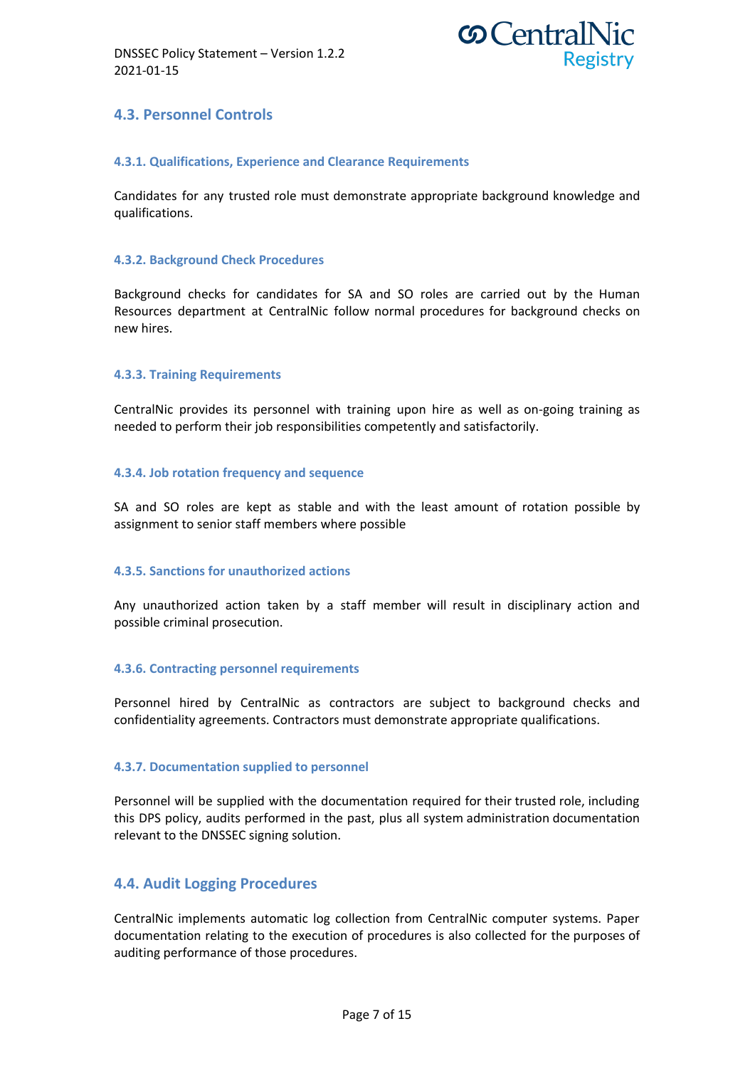## 4.3. Personnel Controls

### 4.3.1. Qualifications, Experience and Clearance Requirements

Candidates for any trusted role must demonstrate appropriate background knowledge and qualifications.

### 4.3.2. Background Check Procedures

Background checks for candidates for SA and SO roles are carried out by the Human Resources department at CentralNic follow normal procedures for background checks on new hires.

### 4.3.3. Training Requirements

CentralNic provides its personnel with training upon hire as well as on-going training as needed to perform their job responsibilities competently and satisfactorily.

### 4.3.4. Job rotation frequency and sequence

SA and SO roles are kept as stable and with the least amount of rotation possible by assignment to senior staff members where possible

### 4.3.5. Sanctions for unauthorized actions

Any unauthorized action taken by a staff member will result in disciplinary action and possible criminal prosecution.

### 4.3.6. Contracting personnel requirements

Personnel hired by CentralNic as contractors are subject to background checks and confidentiality agreements. Contractors must demonstrate appropriate qualifications.

### 4.3.7. Documentation supplied to personnel

Personnel will be supplied with the documentation required for their trusted role, including this DPS policy, audits performed in the past, plus all system administration documentation relevant to the DNSSEC signing solution.

## 4.4. Audit Logging Procedures

CentralNic implements automatic log collection from CentralNic computer systems. Paper documentation relating to the execution of procedures is also collected for the purposes of auditing performance of those procedures.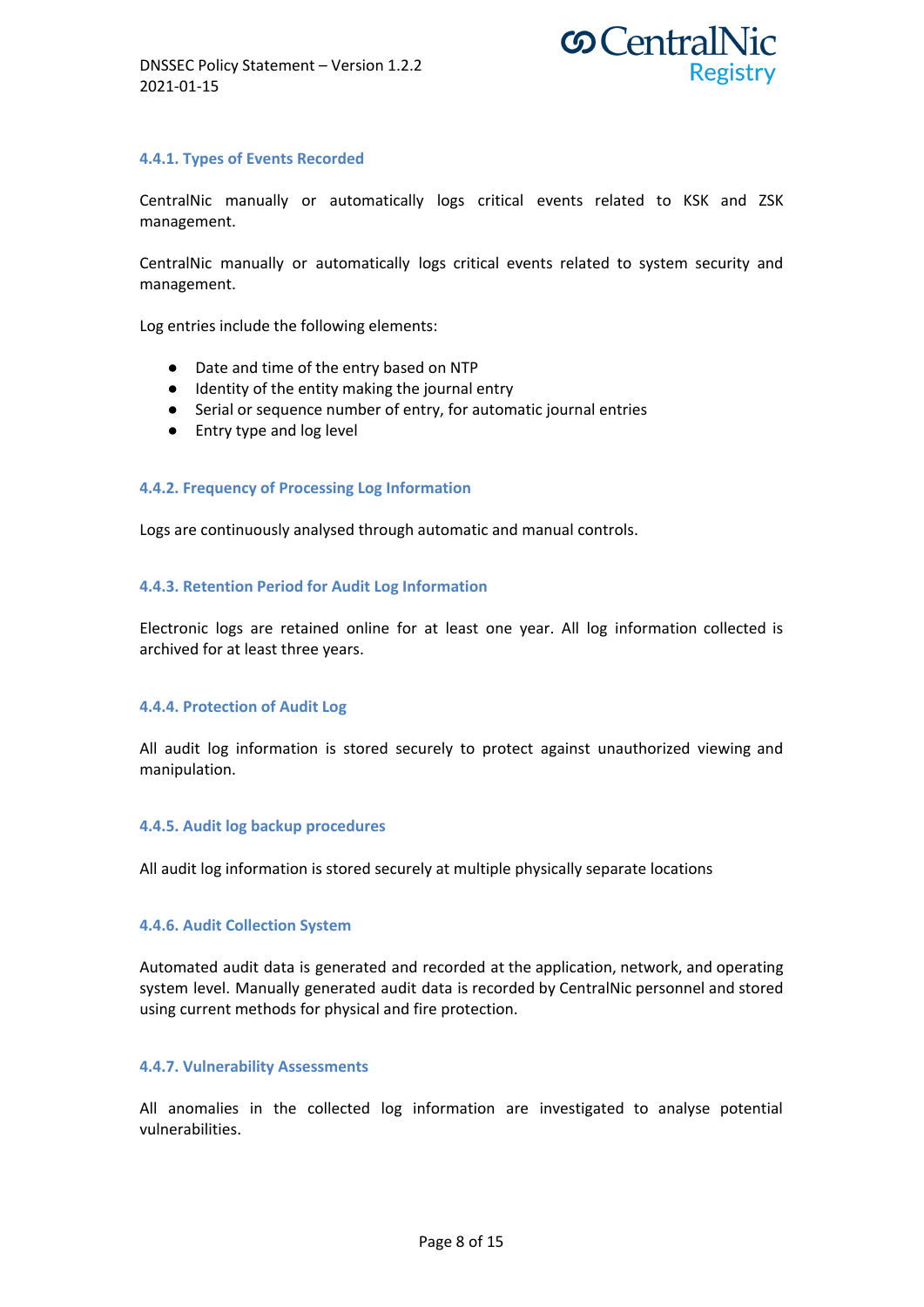#### 4.4.1. Types of Events Recorded

CentralNic manually or automatically logs critical events related to KSK and ZSK management.

CentralNic manually or automatically logs critical events related to system security and management.

Log entries include the following elements:

- Date and time of the entry based on NTP
- Identity of the entity making the journal entry
- Serial or sequence number of entry, for automatic journal entries
- Entry type and log level

#### 4.4.2. Frequency of Processing Log Information

Logs are continuously analysed through automatic and manual controls.

#### 4.4.3. Retention Period for Audit Log Information

Electronic logs are retained online for at least one year. All log information collected is archived for at least three years.

#### 4.4.4. Protection of Audit Log

All audit log information is stored securely to protect against unauthorized viewing and manipulation.

#### 4.4.5. Audit log backup procedures

All audit log information is stored securely at multiple physically separate locations

#### 4.4.6. Audit Collection System

Automated audit data is generated and recorded at the application, network, and operating system level. Manually generated audit data is recorded by CentralNic personnel and stored using current methods for physical and fire protection.

#### 4.4.7. Vulnerability Assessments

All anomalies in the collected log information are investigated to analyse potential vulnerabilities.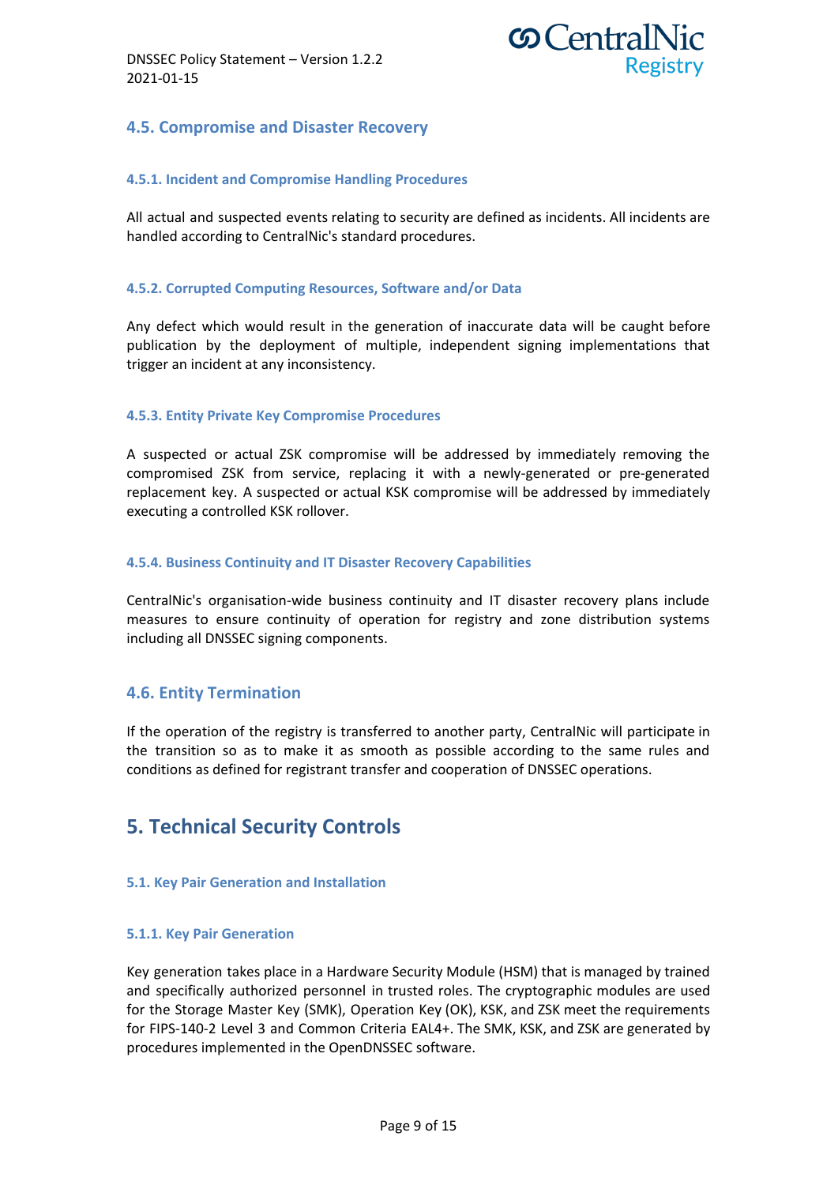### 4.5. Compromise and Disaster Recovery

#### 4.5.1. Incident and Compromise Handling Procedures

All actual and suspected events relating to security are defined as incidents. All incidents are handled according to CentralNic's standard procedures.

#### 4.5.2. Corrupted Computing Resources, Software and/or Data

Any defect which would result in the generation of inaccurate data will be caught before publication by the deployment of multiple, independent signing implementations that trigger an incident at any inconsistency.

#### 4.5.3. Entity Private Key Compromise Procedures

A suspected or actual ZSK compromise will be addressed by immediately removing the compromised ZSK from service, replacing it with a newly-generated or pre-generated replacement key. A suspected or actual KSK compromise will be addressed by immediately executing a controlled KSK rollover.

#### 4.5.4. Business Continuity and IT Disaster Recovery Capabilities

CentralNic's organisation-wide business continuity and IT disaster recovery plans include measures to ensure continuity of operation for registry and zone distribution systems including all DNSSEC signing components.

### 4.6. Entity Termination

If the operation of the registry is transferred to another party, CentralNic will participate in the transition so as to make it as smooth as possible according to the same rules and conditions as defined for registrant transfer and cooperation of DNSSEC operations.

## 5. Technical Security Controls

#### 5.1. Key Pair Generation and Installation

#### 5.1.1. Key Pair Generation

Key generation takes place in a Hardware Security Module (HSM) that is managed by trained and specifically authorized personnel in trusted roles. The cryptographic modules are used for the Storage Master Key (SMK), Operation Key (OK), KSK, and ZSK meet the requirements for FIPS-140-2 Level 3 and Common Criteria EAL4+. The SMK, KSK, and ZSK are generated by procedures implemented in the OpenDNSSEC software.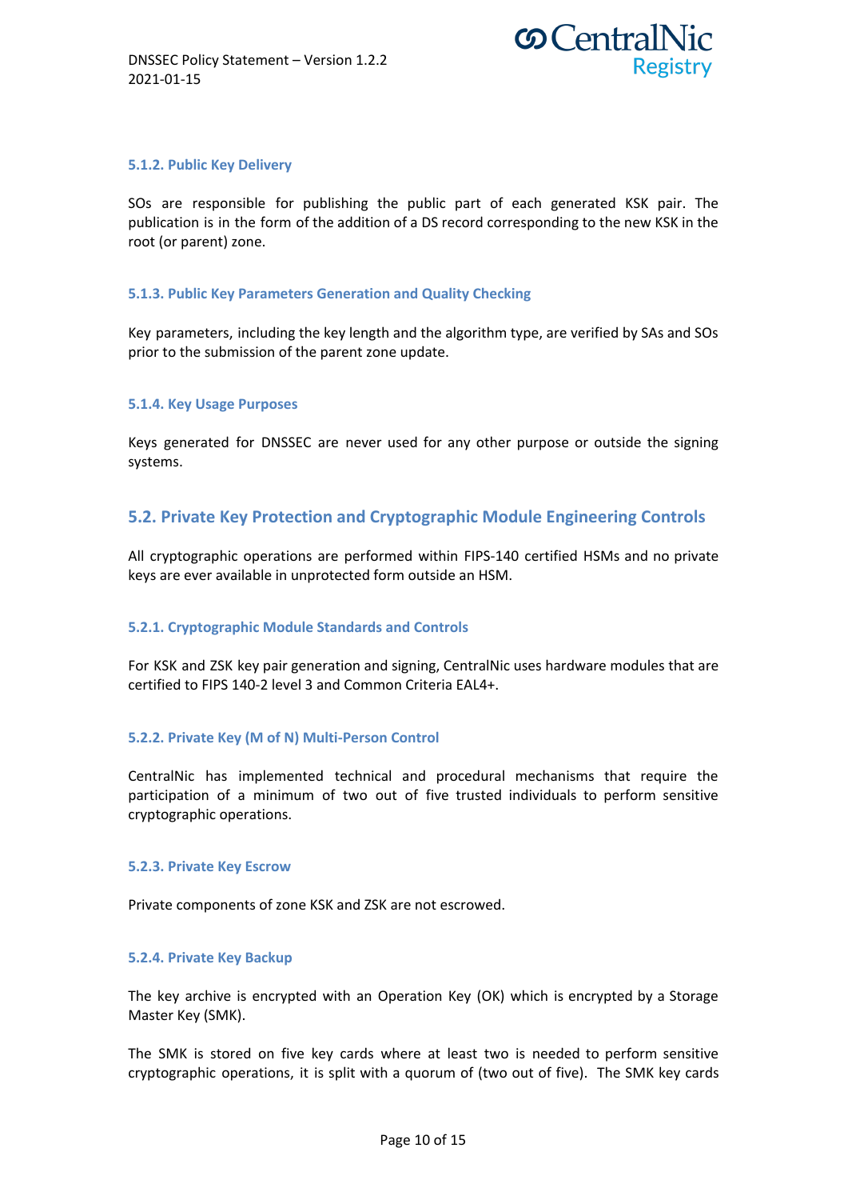#### 5.1.2. Public Key Delivery

SOs are responsible for publishing the public part of each generated KSK pair. The publication is in the form of the addition of a DS record corresponding to the new KSK in the root (or parent) zone.

#### 5.1.3. Public Key Parameters Generation and Quality Checking

Key parameters, including the key length and the algorithm type, are verified by SAs and SOs prior to the submission of the parent zone update.

#### 5.1.4. Key Usage Purposes

Keys generated for DNSSEC are never used for any other purpose or outside the signing systems.

### 5.2. Private Key Protection and Cryptographic Module Engineering Controls

All cryptographic operations are performed within FIPS-140 certified HSMs and no private keys are ever available in unprotected form outside an HSM.

#### 5.2.1. Cryptographic Module Standards and Controls

For KSK and ZSK key pair generation and signing, CentralNic uses hardware modules that are certified to FIPS 140-2 level 3 and Common Criteria EAL4+.

#### 5.2.2. Private Key (M of N) Multi-Person Control

CentralNic has implemented technical and procedural mechanisms that require the participation of a minimum of two out of five trusted individuals to perform sensitive cryptographic operations.

#### 5.2.3. Private Key Escrow

Private components of zone KSK and ZSK are not escrowed.

#### 5.2.4. Private Key Backup

The key archive is encrypted with an Operation Key (OK) which is encrypted by a Storage Master Key (SMK).

The SMK is stored on five key cards where at least two is needed to perform sensitive cryptographic operations, it is split with a quorum of (two out of five). The SMK key cards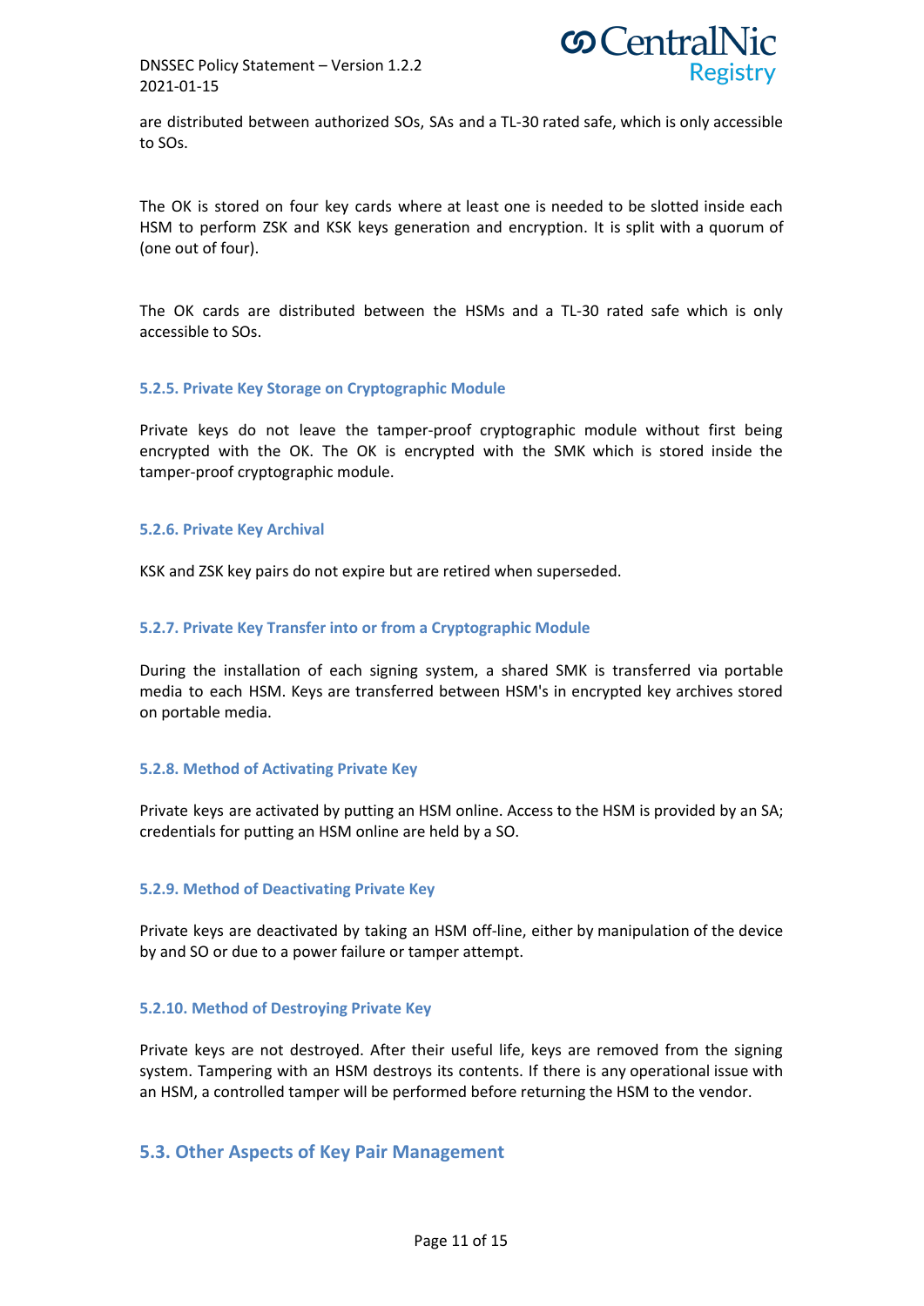are distributed between authorized SOs, SAs and a TL-30 rated safe, which is only accessible to SOs.

The OK is stored on four key cards where at least one is needed to be slotted inside each HSM to perform ZSK and KSK keys generation and encryption. It is split with a quorum of (one out of four).

The OK cards are distributed between the HSMs and a TL-30 rated safe which is only accessible to SOs.

### 5.2.5. Private Key Storage on Cryptographic Module

Private keys do not leave the tamper-proof cryptographic module without first being encrypted with the OK. The OK is encrypted with the SMK which is stored inside the tamper-proof cryptographic module.

### 5.2.6. Private Key Archival

KSK and ZSK key pairs do not expire but are retired when superseded.

### 5.2.7. Private Key Transfer into or from a Cryptographic Module

During the installation of each signing system, a shared SMK is transferred via portable media to each HSM. Keys are transferred between HSM's in encrypted key archives stored on portable media.

### 5.2.8. Method of Activating Private Key

Private keys are activated by putting an HSM online. Access to the HSM is provided by an SA; credentials for putting an HSM online are held by a SO.

### 5.2.9. Method of Deactivating Private Key

Private keys are deactivated by taking an HSM off-line, either by manipulation of the device by and SO or due to a power failure or tamper attempt.

### 5.2.10. Method of Destroying Private Key

Private keys are not destroyed. After their useful life, keys are removed from the signing system. Tampering with an HSM destroys its contents. If there is any operational issue with an HSM, a controlled tamper will be performed before returning the HSM to the vendor.

## 5.3. Other Aspects of Key Pair Management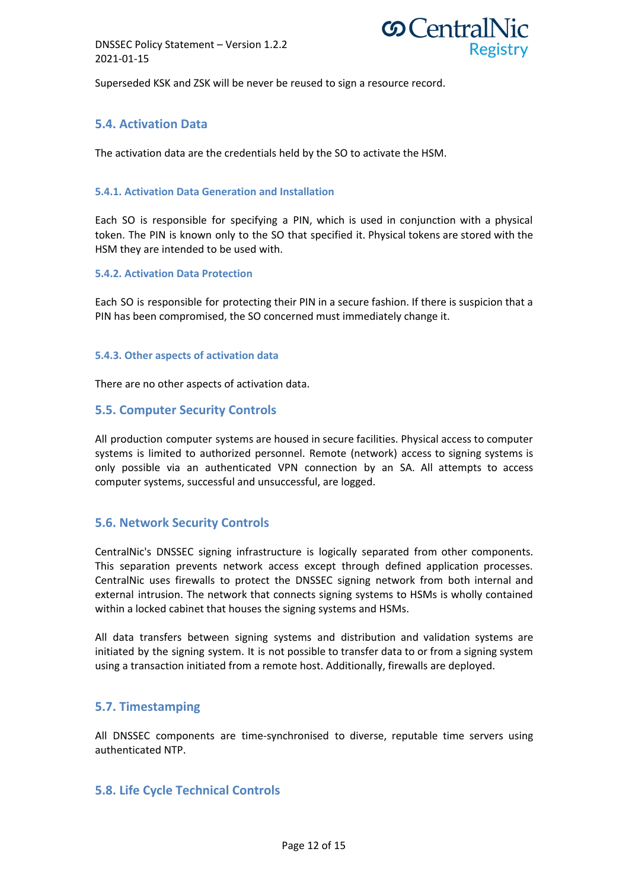Superseded KSK and ZSK will be never be reused to sign a resource record.

## 5.4. Activation Data

The activation data are the credentials held by the SO to activate the HSM.

### 5.4.1. Activation Data Generation and Installation

Each SO is responsible for specifying a PIN, which is used in conjunction with a physical token. The PIN is known only to the SO that specified it. Physical tokens are stored with the HSM they are intended to be used with.

### 5.4.2. Activation Data Protection

Each SO is responsible for protecting their PIN in a secure fashion. If there is suspicion that a PIN has been compromised, the SO concerned must immediately change it.

### 5.4.3. Other aspects of activation data

There are no other aspects of activation data.

## 5.5. Computer Security Controls

All production computer systems are housed in secure facilities. Physical access to computer systems is limited to authorized personnel. Remote (network) access to signing systems is only possible via an authenticated VPN connection by an SA. All attempts to access computer systems, successful and unsuccessful, are logged.

## 5.6. Network Security Controls

CentralNic's DNSSEC signing infrastructure is logically separated from other components. This separation prevents network access except through defined application processes. CentralNic uses firewalls to protect the DNSSEC signing network from both internal and external intrusion. The network that connects signing systems to HSMs is wholly contained within a locked cabinet that houses the signing systems and HSMs.

All data transfers between signing systems and distribution and validation systems are initiated by the signing system. It is not possible to transfer data to or from a signing system using a transaction initiated from a remote host. Additionally, firewalls are deployed.

## 5.7. Timestamping

All DNSSEC components are time-synchronised to diverse, reputable time servers using authenticated NTP.

## 5.8. Life Cycle Technical Controls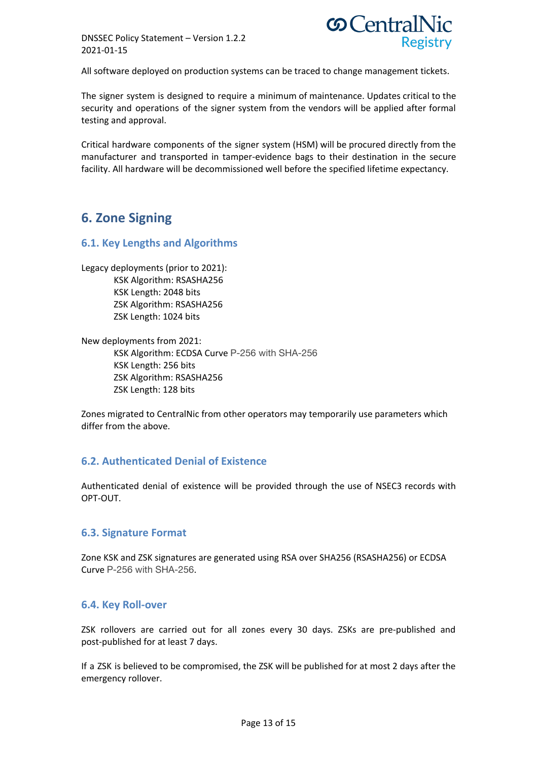All software deployed on production systems can be traced to change management tickets.

The signer system is designed to require a minimum of maintenance. Updates critical to the security and operations of the signer system from the vendors will be applied after formal testing and approval.

Critical hardware components of the signer system (HSM) will be procured directly from the manufacturer and transported in tamper-evidence bags to their destination in the secure facility. All hardware will be decommissioned well before the specified lifetime expectancy.

# 6. Zone Signing

## 6.1. Key Lengths and Algorithms

Legacy deployments (prior to 2021):

- KSK Algorithm: RSASHA256
- KSK Length: 2048 bits
- ZSK Algorithm: RSASHA256
- ZSK Length: 1024 bits

New deployments from 2021:

- KSK Algorithm: ECDSA Curve P-256 with SHA-256
- KSK Length: 256 bits
- ZSK Algorithm: RSASHA256
- ZSK Length: 128 bits

Zones migrated to CentralNic from other operators may temporarily use parameters which differ from the above.

## 6.2. Authenticated Denial of Existence

Authenticated denial of existence will be provided through the use of NSEC3 records with OPT-OUT.

## 6.3. Signature Format

Zone KSK and ZSK signatures are generated using RSA over SHA256 (RSASHA256) or ECDSA Curve P-256 with SHA-256.

## 6.4. Key Roll-over

ZSK rollovers are carried out for all zones every 30 days. ZSKs are pre-published and post-published for at least 7 days.

If a ZSK is believed to be compromised, the ZSK will be published for at most 2 days after the emergency rollover.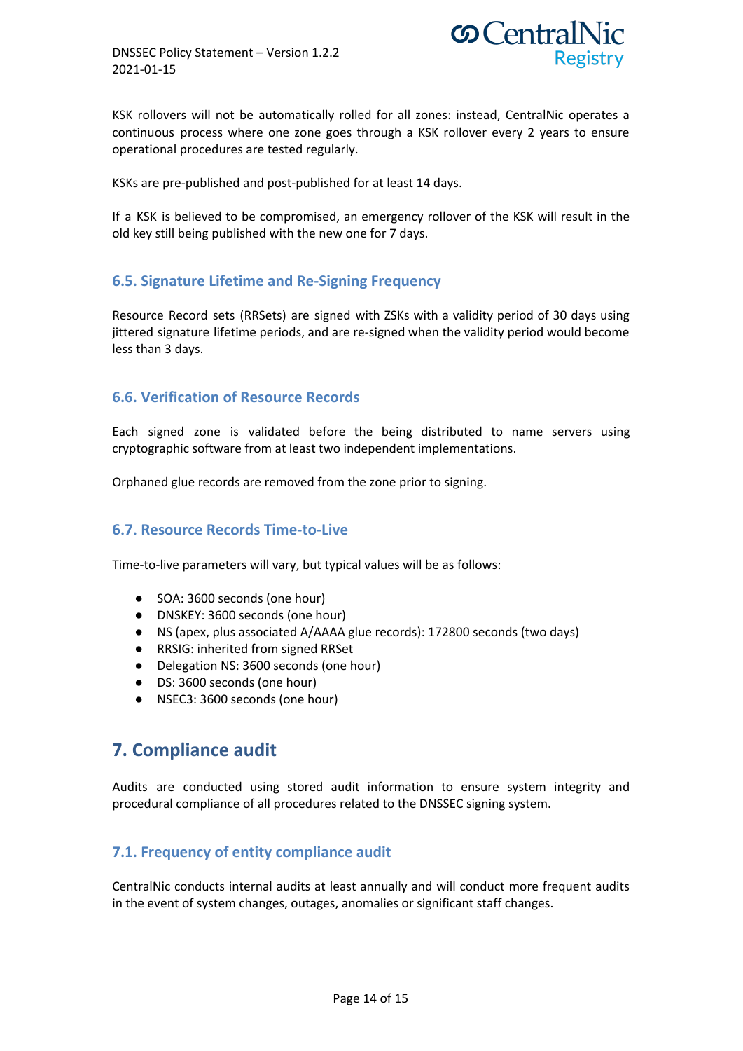KSK rollovers will not be automatically rolled for all zones: instead, CentralNic operates a continuous process where one zone goes through a KSK rollover every 2 years to ensure operational procedures are tested regularly.

KSKs are pre-published and post-published for at least 14 days.

If a KSK is believed to be compromised, an emergency rollover of the KSK will result in the old key still being published with the new one for 7 days.

### 6.5. Signature Lifetime and Re-Signing Frequency

Resource Record sets (RRSets) are signed with ZSKs with a validity period of 30 days using jittered signature lifetime periods, and are re-signed when the validity period would become less than 3 days.

### 6.6. Verification of Resource Records

Each signed zone is validated before the being distributed to name servers using cryptographic software from at least two independent implementations.

Orphaned glue records are removed from the zone prior to signing.

### 6.7. Resource Records Time-to-Live

Time-to-live parameters will vary, but typical values will be as follows:

- SOA: 3600 seconds (one hour)
- DNSKEY: 3600 seconds (one hour)
- NS (apex, plus associated A/AAAA glue records): 172800 seconds (two days)
- RRSIG: inherited from signed RRSet
- Delegation NS: 3600 seconds (one hour)
- DS: 3600 seconds (one hour)
- NSEC3: 3600 seconds (one hour)

## 7. Compliance audit

Audits are conducted using stored audit information to ensure system integrity and procedural compliance of all procedures related to the DNSSEC signing system.

### 7.1. Frequency of entity compliance audit

CentralNic conducts internal audits at least annually and will conduct more frequent audits in the event of system changes, outages, anomalies or significant staff changes.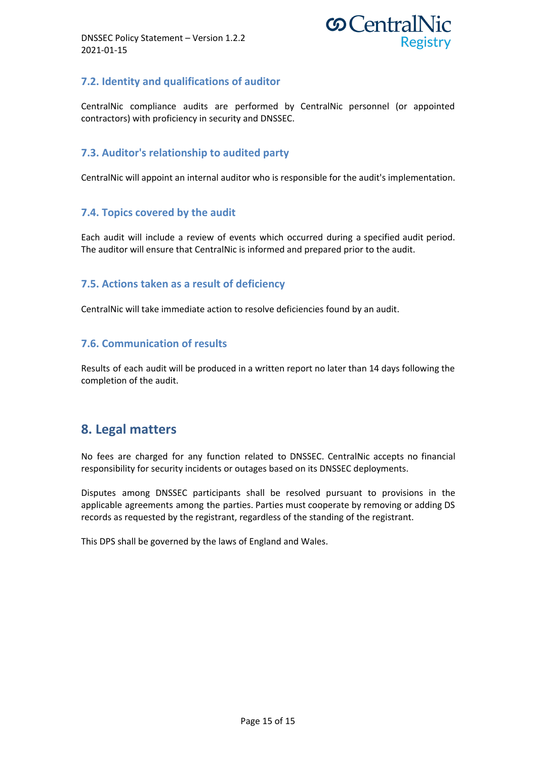### 7.2. Identity and qualifications of auditor

CentralNic compliance audits are performed by CentralNic personnel (or appointed contractors) with proficiency in security and DNSSEC.

### 7.3. Auditor's relationship to audited party

CentralNic will appoint an internal auditor who is responsible for the audit's implementation.

### 7.4. Topics covered by the audit

Each audit will include a review of events which occurred during a specified audit period. The auditor will ensure that CentralNic is informed and prepared prior to the audit.

### 7.5. Actions taken as a result of deficiency

CentralNic will take immediate action to resolve deficiencies found by an audit.

### 7.6. Communication of results

Results of each audit will be produced in a written report no later than 14 days following the completion of the audit.

## 8. Legal matters

No fees are charged for any function related to DNSSEC. CentralNic accepts no financial responsibility for security incidents or outages based on its DNSSEC deployments.

Disputes among DNSSEC participants shall be resolved pursuant to provisions in the applicable agreements among the parties. Parties must cooperate by removing or adding DS records as requested by the registrant, regardless of the standing of the registrant.

This DPS shall be governed by the laws of England and Wales.